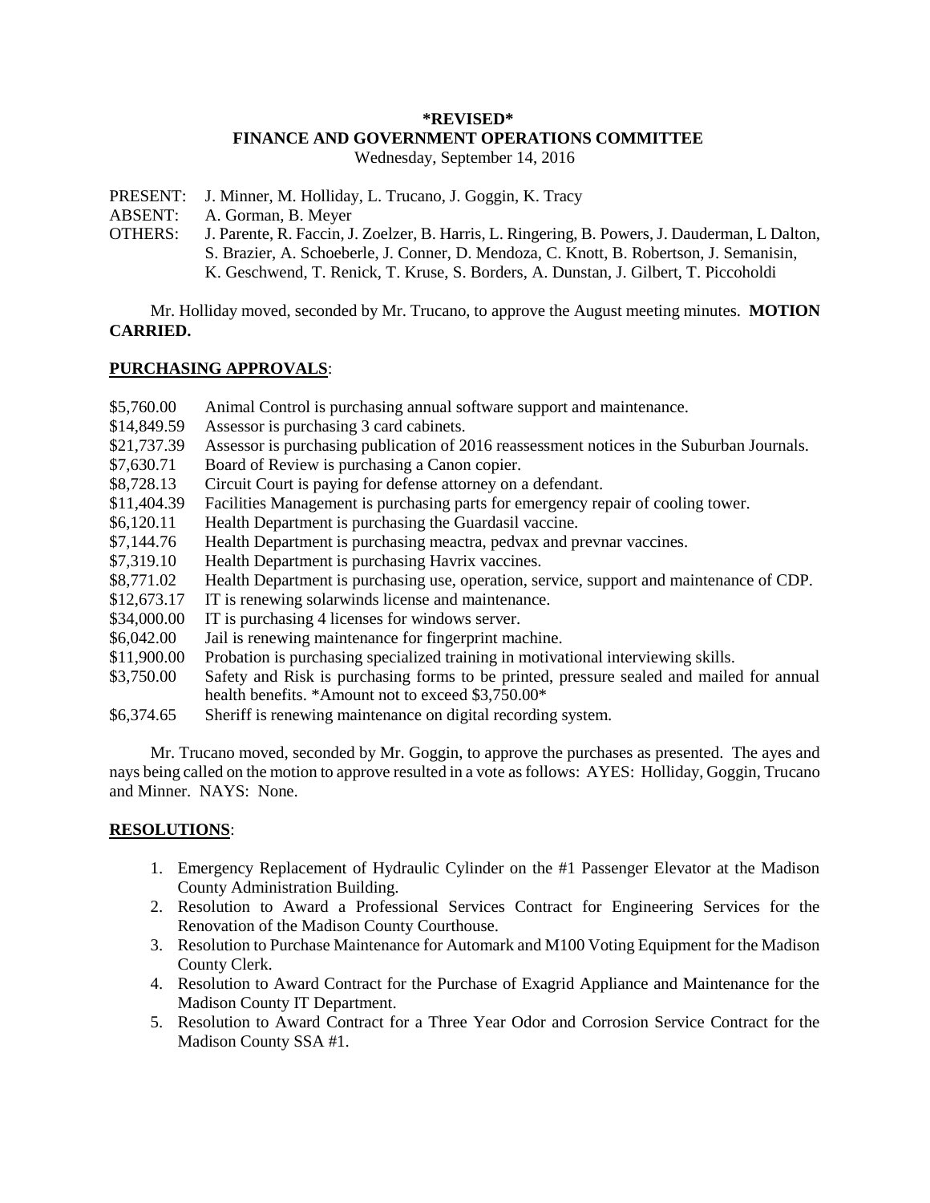**\*REVISED\***
**FINANCE AND GOVERNMENT OPERATIONS COMMITTEE**
Wednesday, September 14, 2016

PRESENT: J. Minner, M. Holliday, L. Trucano, J. Goggin, K. Tracy
ABSENT: A. Gorman, B. Meyer
OTHERS: J. Parente, R. Faccin, J. Zoelzer, B. Harris, L. Ringering, B. Powers, J. Dauderman, L Dalton, S. Brazier, A. Schoeberle, J. Conner, D. Mendoza, C. Knott, B. Robertson, J. Semanisin, K. Geschwend, T. Renick, T. Kruse, S. Borders, A. Dunstan, J. Gilbert, T. Piccoholdi

Mr. Holliday moved, seconded by Mr. Trucano, to approve the August meeting minutes. **MOTION CARRIED.**

**PURCHASING APPROVALS**:

| | |
|---|---|
| \$5,760.00 | Animal Control is purchasing annual software support and maintenance. |
| \$14,849.59 | Assessor is purchasing 3 card cabinets. |
| \$21,737.39 | Assessor is purchasing publication of 2016 reassessment notices in the Suburban Journals. |
| \$7,630.71 | Board of Review is purchasing a Canon copier. |
| \$8,728.13 | Circuit Court is paying for defense attorney on a defendant. |
| \$11,404.39 | Facilities Management is purchasing parts for emergency repair of cooling tower. |
| \$6,120.11 | Health Department is purchasing the Guardasil vaccine. |
| \$7,144.76 | Health Department is purchasing meactra, pedvax and prevnar vaccines. |
| \$7,319.10 | Health Department is purchasing Havrix vaccines. |
| \$8,771.02 | Health Department is purchasing use, operation, service, support and maintenance of CDP. |
| \$12,673.17 | IT is renewing solarwinds license and maintenance. |
| \$34,000.00 | IT is purchasing 4 licenses for windows server. |
| \$6,042.00 | Jail is renewing maintenance for fingerprint machine. |
| \$11,900.00 | Probation is purchasing specialized training in motivational interviewing skills. |
| \$3,750.00 | Safety and Risk is purchasing forms to be printed, pressure sealed and mailed for annual health benefits. \*Amount not to exceed \$3,750.00\* |
| \$6,374.65 | Sheriff is renewing maintenance on digital recording system. |

Mr. Trucano moved, seconded by Mr. Goggin, to approve the purchases as presented. The ayes and nays being called on the motion to approve resulted in a vote as follows: AYES: Holliday, Goggin, Trucano and Minner. NAYS: None.

**RESOLUTIONS**:

1. Emergency Replacement of Hydraulic Cylinder on the #1 Passenger Elevator at the Madison County Administration Building.
2. Resolution to Award a Professional Services Contract for Engineering Services for the Renovation of the Madison County Courthouse.
3. Resolution to Purchase Maintenance for Automark and M100 Voting Equipment for the Madison County Clerk.
4. Resolution to Award Contract for the Purchase of Exagrid Appliance and Maintenance for the Madison County IT Department.
5. Resolution to Award Contract for a Three Year Odor and Corrosion Service Contract for the Madison County SSA #1.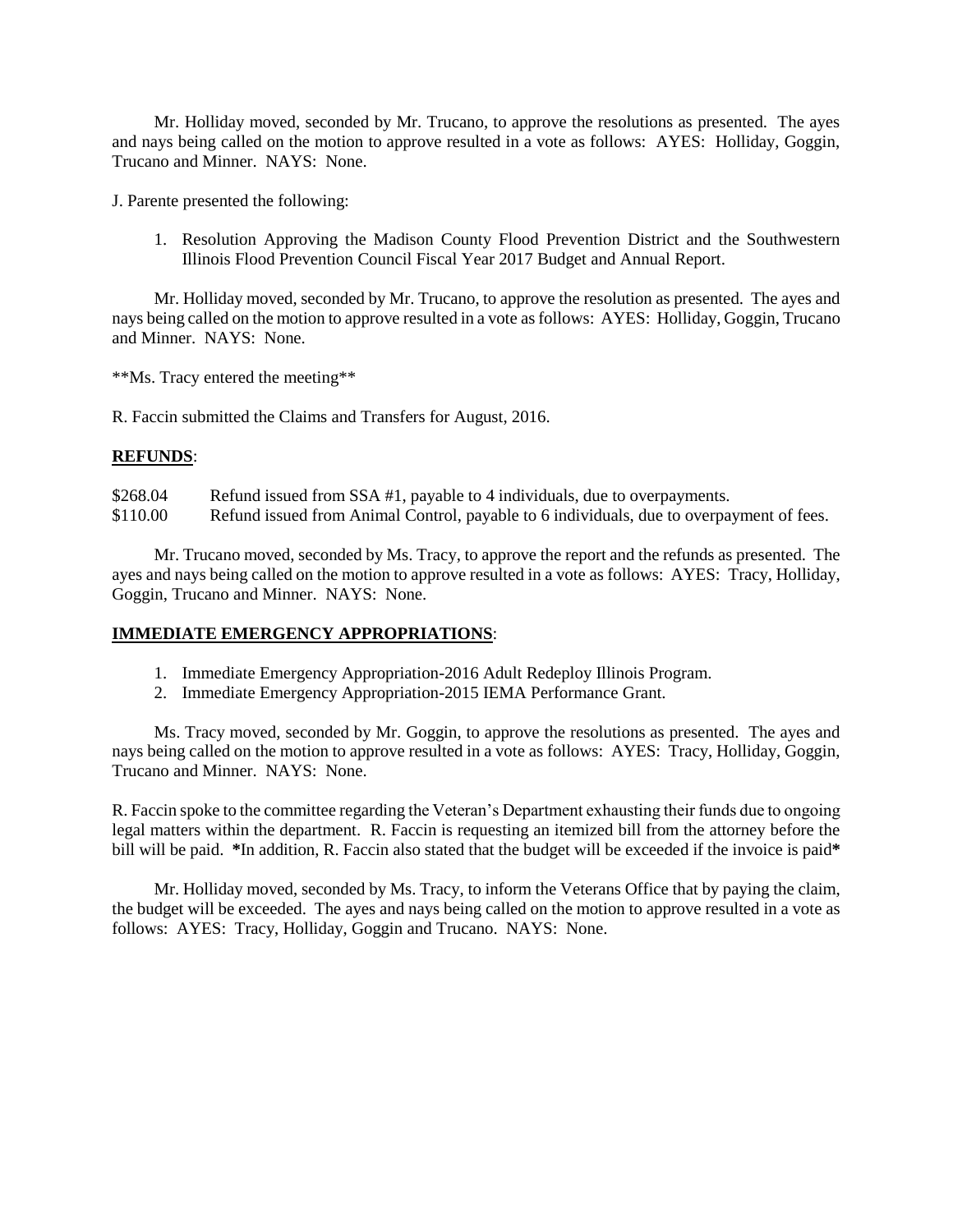Mr. Holliday moved, seconded by Mr. Trucano, to approve the resolutions as presented. The ayes and nays being called on the motion to approve resulted in a vote as follows: AYES: Holliday, Goggin, Trucano and Minner. NAYS: None.

J. Parente presented the following:

1. Resolution Approving the Madison County Flood Prevention District and the Southwestern Illinois Flood Prevention Council Fiscal Year 2017 Budget and Annual Report.

Mr. Holliday moved, seconded by Mr. Trucano, to approve the resolution as presented. The ayes and nays being called on the motion to approve resulted in a vote as follows: AYES: Holliday, Goggin, Trucano and Minner. NAYS: None.

**Ms. Tracy entered the meeting**

R. Faccin submitted the Claims and Transfers for August, 2016.

**REFUNDS**:

$268.04 Refund issued from SSA #1, payable to 4 individuals, due to overpayments.
$110.00 Refund issued from Animal Control, payable to 6 individuals, due to overpayment of fees.

Mr. Trucano moved, seconded by Ms. Tracy, to approve the report and the refunds as presented. The ayes and nays being called on the motion to approve resulted in a vote as follows: AYES: Tracy, Holliday, Goggin, Trucano and Minner. NAYS: None.

**IMMEDIATE EMERGENCY APPROPRIATIONS**:

1. Immediate Emergency Appropriation-2016 Adult Redeploy Illinois Program.
2. Immediate Emergency Appropriation-2015 IEMA Performance Grant.

Ms. Tracy moved, seconded by Mr. Goggin, to approve the resolutions as presented. The ayes and nays being called on the motion to approve resulted in a vote as follows: AYES: Tracy, Holliday, Goggin, Trucano and Minner. NAYS: None.

R. Faccin spoke to the committee regarding the Veteran's Department exhausting their funds due to ongoing legal matters within the department. R. Faccin is requesting an itemized bill from the attorney before the bill will be paid. **\*In addition, R. Faccin also stated that the budget will be exceeded if the invoice is paid\***

Mr. Holliday moved, seconded by Ms. Tracy, to inform the Veterans Office that by paying the claim, the budget will be exceeded. The ayes and nays being called on the motion to approve resulted in a vote as follows: AYES: Tracy, Holliday, Goggin and Trucano. NAYS: None.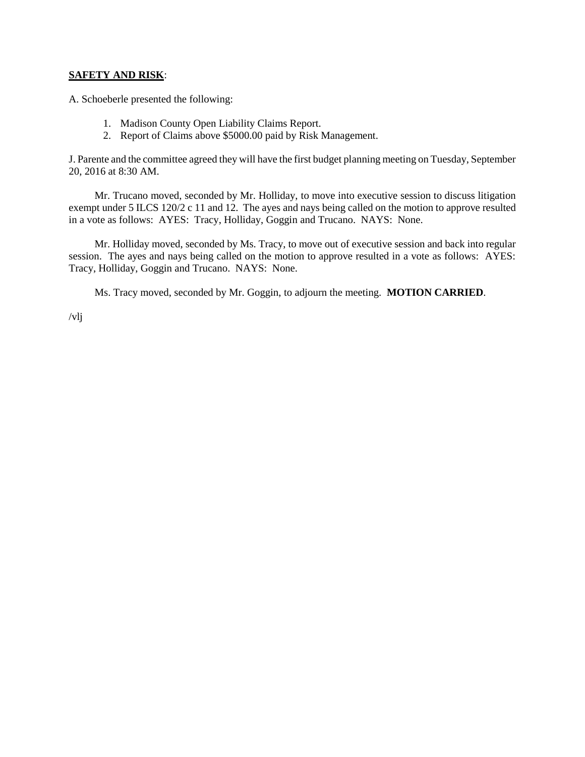**SAFETY AND RISK**:

A. Schoeberle presented the following:

1. Madison County Open Liability Claims Report.
2. Report of Claims above $5000.00 paid by Risk Management.

J. Parente and the committee agreed they will have the first budget planning meeting on Tuesday, September 20, 2016 at 8:30 AM.

Mr. Trucano moved, seconded by Mr. Holliday, to move into executive session to discuss litigation exempt under 5 ILCS 120/2 c 11 and 12. The ayes and nays being called on the motion to approve resulted in a vote as follows: AYES: Tracy, Holliday, Goggin and Trucano. NAYS: None.

Mr. Holliday moved, seconded by Ms. Tracy, to move out of executive session and back into regular session. The ayes and nays being called on the motion to approve resulted in a vote as follows: AYES: Tracy, Holliday, Goggin and Trucano. NAYS: None.

Ms. Tracy moved, seconded by Mr. Goggin, to adjourn the meeting. **MOTION CARRIED**.

/vlj